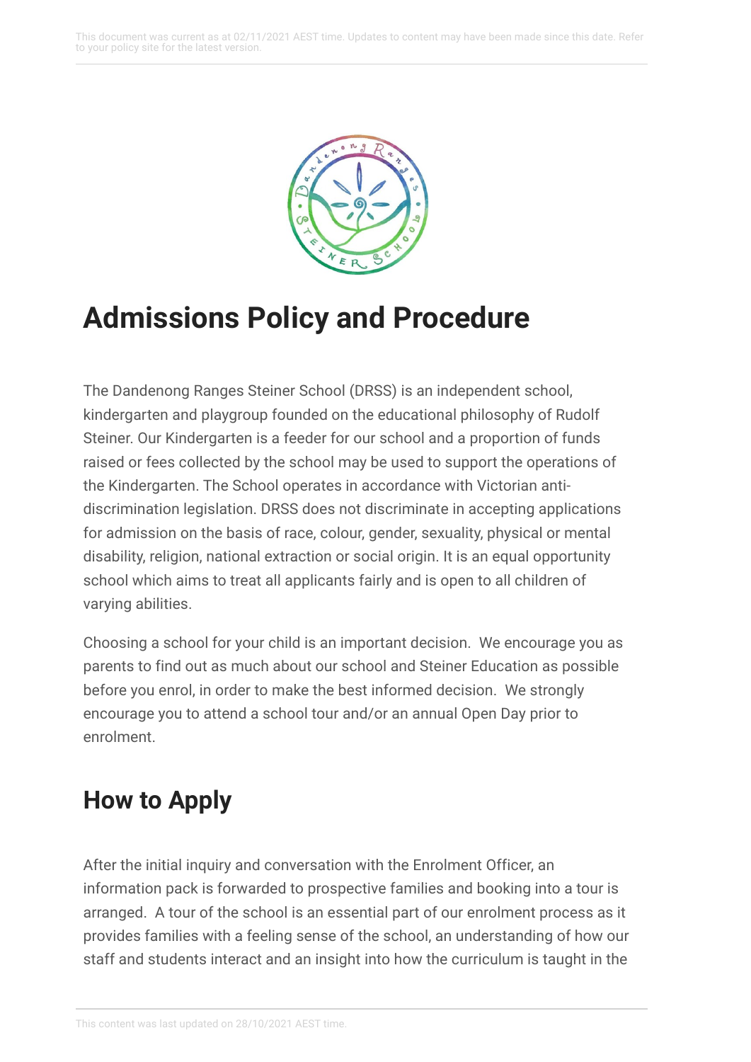# Admissions Policy and Procedure

The Dandenong Ranges Steiner School (DRSS) is an independent school, kindergarten and playgroup founded on the educational philosophy of Rudolf Steiner. Our Kindergarten is a feeder for our school and a proportion of funds raised or fees collected by the school may be used to support the operations of the Kindergarten. The School operates in accordance with Victorian anti-discrimination legislation. DRSS does not discriminate in accepting applications for admission on the basis of race, colour, gender, sexuality, physical or mental disability, religion, national extraction or social origin. It is an equal opportunity school which aims to treat all applicants fairly and is open to all children of varying abilities.

Choosing a school for your child is an important decision. We encourage you as parents to find out as much about our school and Steiner Education as possible before you enrol, in order to make the best informed decision. We strongly encourage you to attend a school tour and/or an annual Open Day prior to enrolment.

## How to Apply

After the initial inquiry and conversation with the Enrolment Officer, an information pack is forwarded to prospective families and booking into a tour is arranged. A tour of the school is an essential part of our enrolment process as it provides families with a feeling sense of the school, an understanding of how our staff and students interact and an insight into how the curriculum is taught in the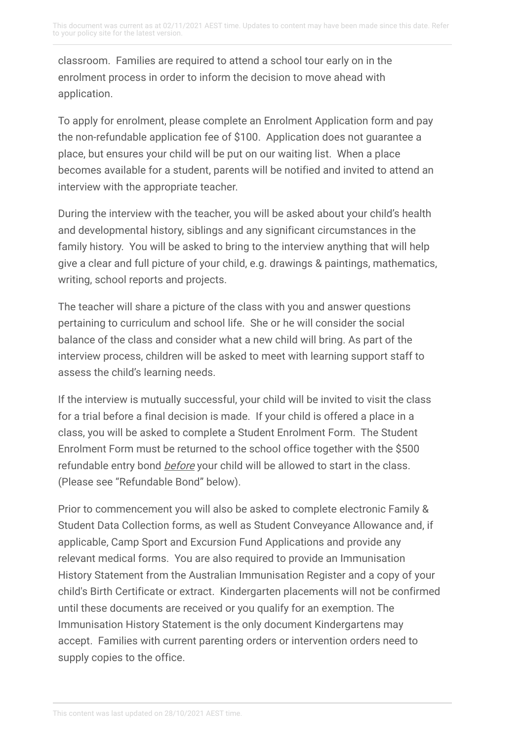classroom. Families are required to attend a school tour early on in the enrolment process in order to inform the decision to move ahead with application.

To apply for enrolment, please complete an Enrolment Application form and pay the non-refundable application fee of $100. Application does not guarantee a place, but ensures your child will be put on our waiting list. When a place becomes available for a student, parents will be notified and invited to attend an interview with the appropriate teacher.

During the interview with the teacher, you will be asked about your child's health and developmental history, siblings and any significant circumstances in the family history. You will be asked to bring to the interview anything that will help give a clear and full picture of your child, e.g. drawings & paintings, mathematics, writing, school reports and projects.

The teacher will share a picture of the class with you and answer questions pertaining to curriculum and school life. She or he will consider the social balance of the class and consider what a new child will bring. As part of the interview process, children will be asked to meet with learning support staff to assess the child's learning needs.

If the interview is mutually successful, your child will be invited to visit the class for a trial before a final decision is made. If your child is offered a place in a class, you will be asked to complete a Student Enrolment Form. The Student Enrolment Form must be returned to the school office together with the $500 refundable entry bond *before* your child will be allowed to start in the class. (Please see "Refundable Bond" below).

Prior to commencement you will also be asked to complete electronic Family & Student Data Collection forms, as well as Student Conveyance Allowance and, if applicable, Camp Sport and Excursion Fund Applications and provide any relevant medical forms. You are also required to provide an Immunisation History Statement from the Australian Immunisation Register and a copy of your child's Birth Certificate or extract. Kindergarten placements will not be confirmed until these documents are received or you qualify for an exemption. The Immunisation History Statement is the only document Kindergartens may accept. Families with current parenting orders or intervention orders need to supply copies to the office.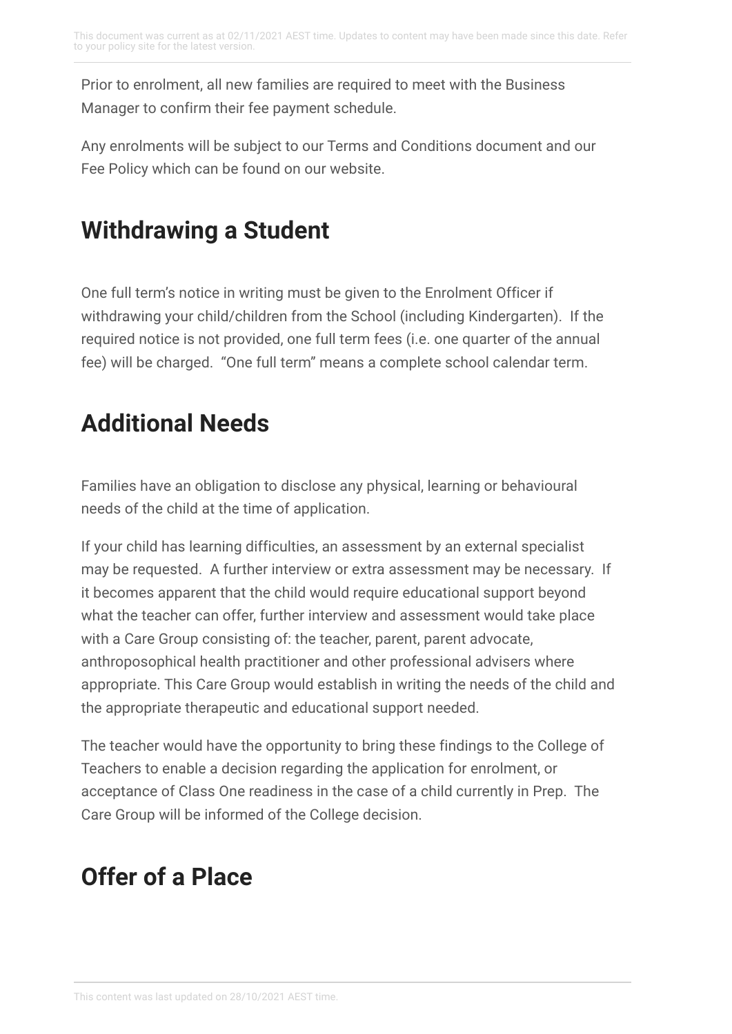Prior to enrolment, all new families are required to meet with the Business Manager to confirm their fee payment schedule.

Any enrolments will be subject to our Terms and Conditions document and our Fee Policy which can be found on our website.

## Withdrawing a Student

One full term's notice in writing must be given to the Enrolment Officer if withdrawing your child/children from the School (including Kindergarten).  If the required notice is not provided, one full term fees (i.e. one quarter of the annual fee) will be charged.  "One full term" means a complete school calendar term.

## Additional Needs

Families have an obligation to disclose any physical, learning or behavioural needs of the child at the time of application.

If your child has learning difficulties, an assessment by an external specialist may be requested.  A further interview or extra assessment may be necessary.  If it becomes apparent that the child would require educational support beyond what the teacher can offer, further interview and assessment would take place with a Care Group consisting of: the teacher, parent, parent advocate, anthroposophical health practitioner and other professional advisers where appropriate. This Care Group would establish in writing the needs of the child and the appropriate therapeutic and educational support needed.

The teacher would have the opportunity to bring these findings to the College of Teachers to enable a decision regarding the application for enrolment, or acceptance of Class One readiness in the case of a child currently in Prep.  The Care Group will be informed of the College decision.

## Offer of a Place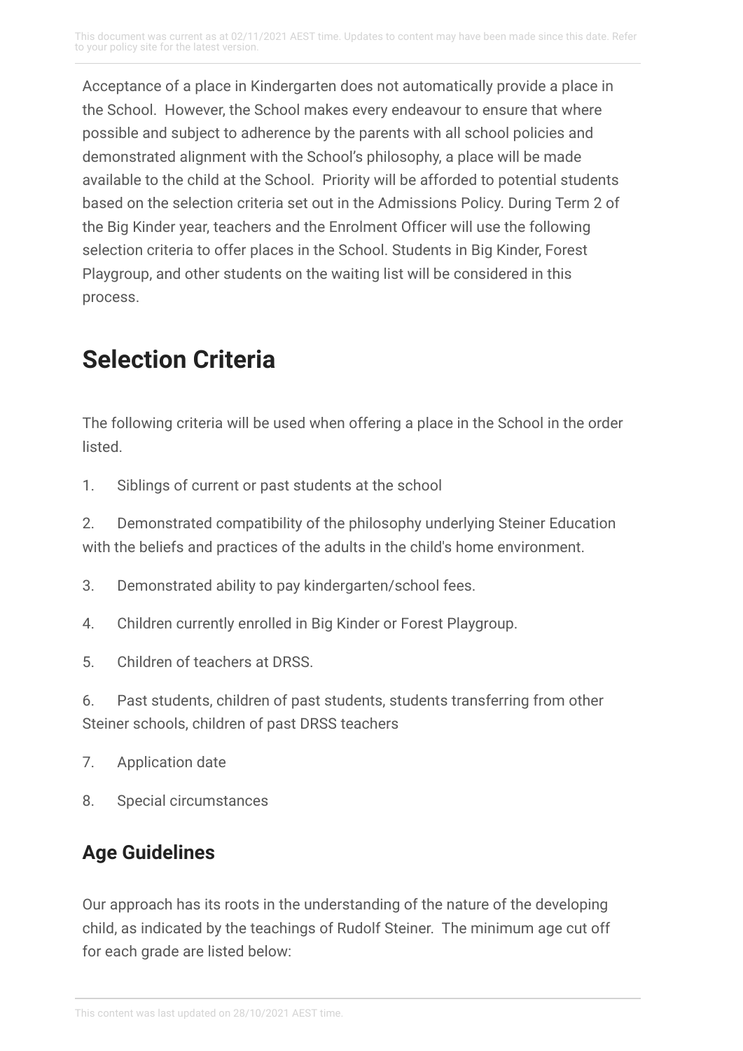Acceptance of a place in Kindergarten does not automatically provide a place in the School. However, the School makes every endeavour to ensure that where possible and subject to adherence by the parents with all school policies and demonstrated alignment with the School's philosophy, a place will be made available to the child at the School. Priority will be afforded to potential students based on the selection criteria set out in the Admissions Policy. During Term 2 of the Big Kinder year, teachers and the Enrolment Officer will use the following selection criteria to offer places in the School. Students in Big Kinder, Forest Playgroup, and other students on the waiting list will be considered in this process.

## Selection Criteria

The following criteria will be used when offering a place in the School in the order listed.

1. Siblings of current or past students at the school
2. Demonstrated compatibility of the philosophy underlying Steiner Education with the beliefs and practices of the adults in the child's home environment.
3. Demonstrated ability to pay kindergarten/school fees.
4. Children currently enrolled in Big Kinder or Forest Playgroup.
5. Children of teachers at DRSS.
6. Past students, children of past students, students transferring from other Steiner schools, children of past DRSS teachers
7. Application date
8. Special circumstances

### Age Guidelines

Our approach has its roots in the understanding of the nature of the developing child, as indicated by the teachings of Rudolf Steiner. The minimum age cut off for each grade are listed below: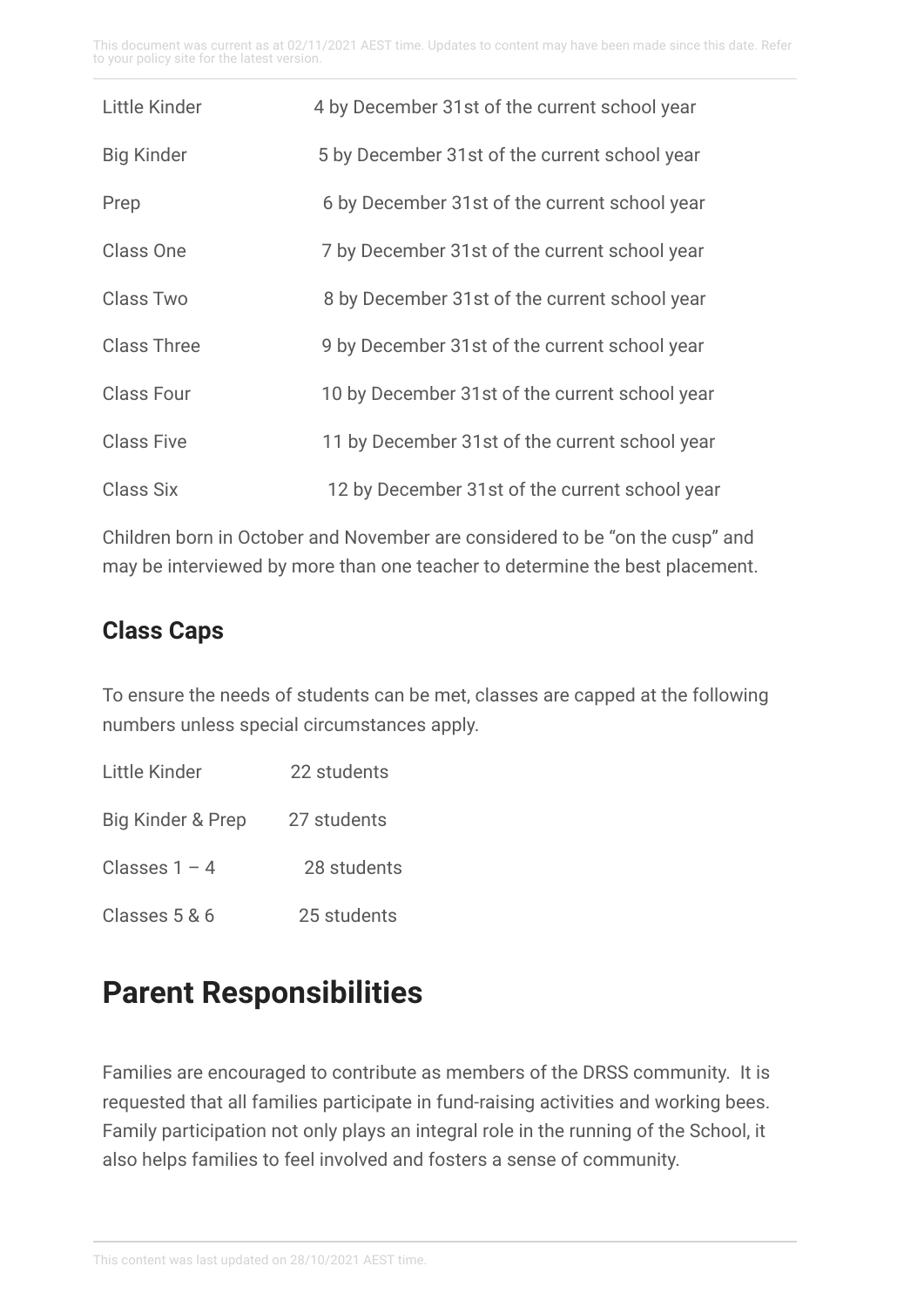| | |
|---|---|
| Little Kinder | 4 by December 31st of the current school year |
| Big Kinder | 5 by December 31st of the current school year |
| Prep | 6 by December 31st of the current school year |
| Class One | 7 by December 31st of the current school year |
| Class Two | 8 by December 31st of the current school year |
| Class Three | 9 by December 31st of the current school year |
| Class Four | 10 by December 31st of the current school year |
| Class Five | 11 by December 31st of the current school year |
| Class Six | 12 by December 31st of the current school year |

Children born in October and November are considered to be "on the cusp" and may be interviewed by more than one teacher to determine the best placement.

### Class Caps

To ensure the needs of students can be met, classes are capped at the following numbers unless special circumstances apply.

| | |
|---|---|
| Little Kinder | 22 students |
| Big Kinder & Prep | 27 students |
| Classes 1 – 4 | 28 students |
| Classes 5 & 6 | 25 students |

## Parent Responsibilities

Families are encouraged to contribute as members of the DRSS community. It is requested that all families participate in fund-raising activities and working bees. Family participation not only plays an integral role in the running of the School, it also helps families to feel involved and fosters a sense of community.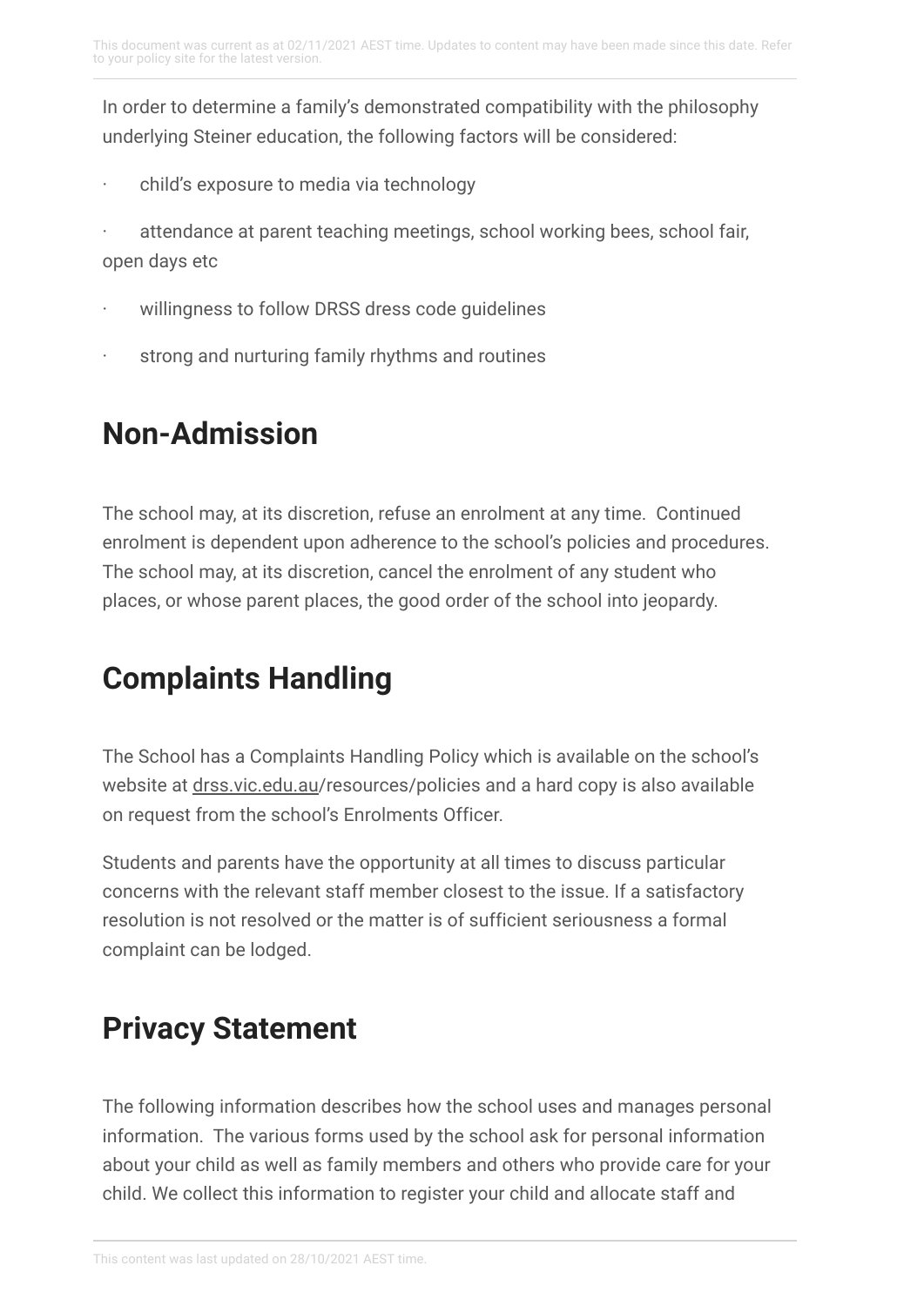In order to determine a family's demonstrated compatibility with the philosophy underlying Steiner education, the following factors will be considered:

- child's exposure to media via technology
- attendance at parent teaching meetings, school working bees, school fair, open days etc
- willingness to follow DRSS dress code guidelines
- strong and nurturing family rhythms and routines

## Non-Admission

The school may, at its discretion, refuse an enrolment at any time.  Continued enrolment is dependent upon adherence to the school's policies and procedures. The school may, at its discretion, cancel the enrolment of any student who places, or whose parent places, the good order of the school into jeopardy.

## Complaints Handling

The School has a Complaints Handling Policy which is available on the school's website at drss.vic.edu.au/resources/policies and a hard copy is also available on request from the school's Enrolments Officer.

Students and parents have the opportunity at all times to discuss particular concerns with the relevant staff member closest to the issue. If a satisfactory resolution is not resolved or the matter is of sufficient seriousness a formal complaint can be lodged.

## Privacy Statement

The following information describes how the school uses and manages personal information.  The various forms used by the school ask for personal information about your child as well as family members and others who provide care for your child. We collect this information to register your child and allocate staff and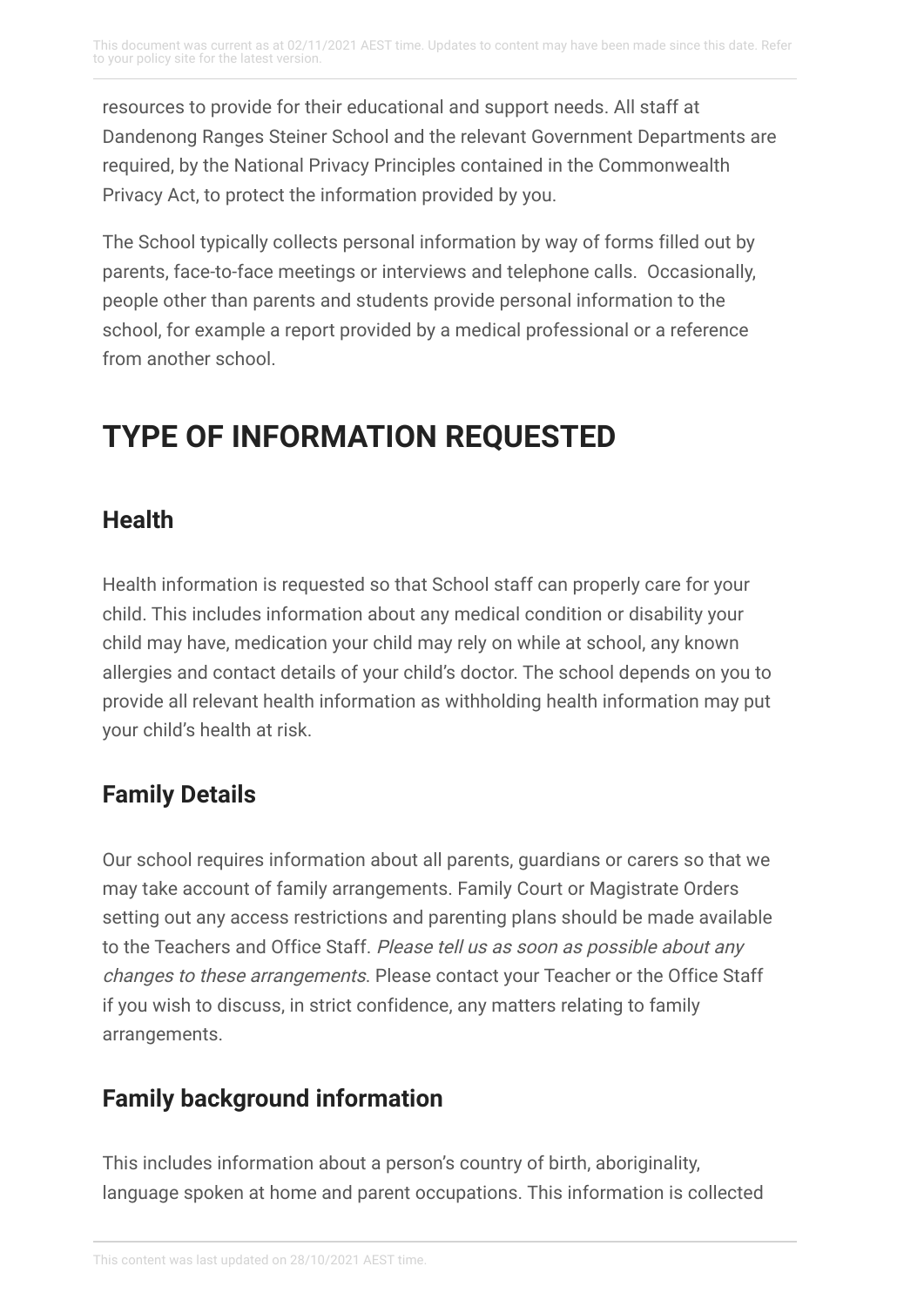resources to provide for their educational and support needs. All staff at Dandenong Ranges Steiner School and the relevant Government Departments are required, by the National Privacy Principles contained in the Commonwealth Privacy Act, to protect the information provided by you.

The School typically collects personal information by way of forms filled out by parents, face-to-face meetings or interviews and telephone calls. Occasionally, people other than parents and students provide personal information to the school, for example a report provided by a medical professional or a reference from another school.

# TYPE OF INFORMATION REQUESTED

## Health

Health information is requested so that School staff can properly care for your child. This includes information about any medical condition or disability your child may have, medication your child may rely on while at school, any known allergies and contact details of your child's doctor. The school depends on you to provide all relevant health information as withholding health information may put your child's health at risk.

## Family Details

Our school requires information about all parents, guardians or carers so that we may take account of family arrangements. Family Court or Magistrate Orders setting out any access restrictions and parenting plans should be made available to the Teachers and Office Staff. *Please tell us as soon as possible about any changes to these arrangements*. Please contact your Teacher or the Office Staff if you wish to discuss, in strict confidence, any matters relating to family arrangements.

## Family background information

This includes information about a person's country of birth, aboriginality, language spoken at home and parent occupations. This information is collected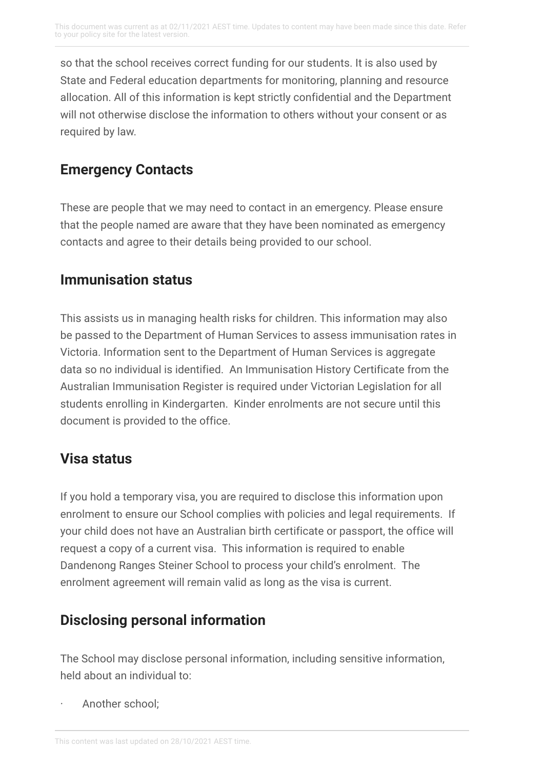so that the school receives correct funding for our students. It is also used by State and Federal education departments for monitoring, planning and resource allocation. All of this information is kept strictly confidential and the Department will not otherwise disclose the information to others without your consent or as required by law.

## Emergency Contacts

These are people that we may need to contact in an emergency. Please ensure that the people named are aware that they have been nominated as emergency contacts and agree to their details being provided to our school.

## Immunisation status

This assists us in managing health risks for children. This information may also be passed to the Department of Human Services to assess immunisation rates in Victoria. Information sent to the Department of Human Services is aggregate data so no individual is identified. An Immunisation History Certificate from the Australian Immunisation Register is required under Victorian Legislation for all students enrolling in Kindergarten. Kinder enrolments are not secure until this document is provided to the office.

## Visa status

If you hold a temporary visa, you are required to disclose this information upon enrolment to ensure our School complies with policies and legal requirements. If your child does not have an Australian birth certificate or passport, the office will request a copy of a current visa. This information is required to enable Dandenong Ranges Steiner School to process your child's enrolment. The enrolment agreement will remain valid as long as the visa is current.

## Disclosing personal information

The School may disclose personal information, including sensitive information, held about an individual to:

- Another school;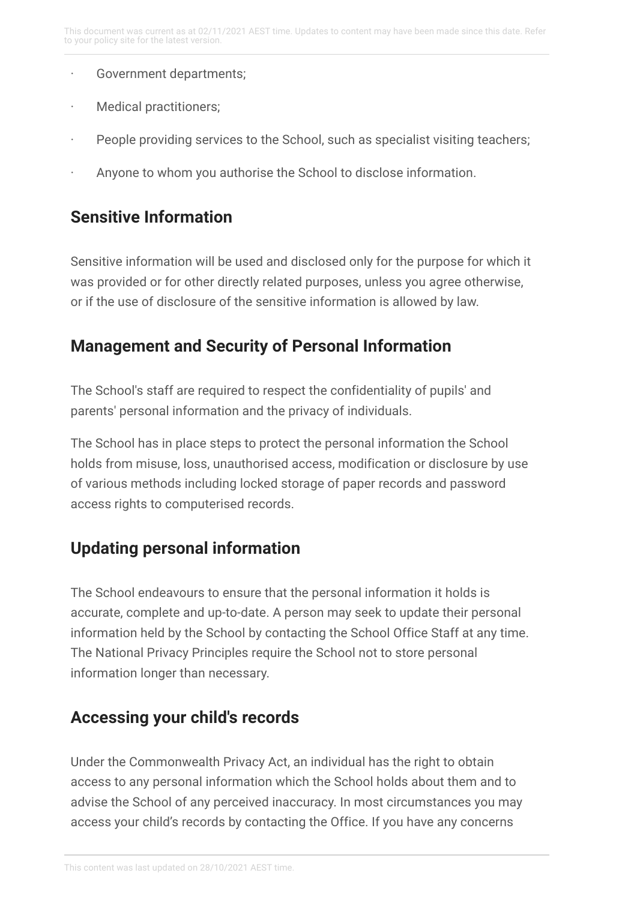- Government departments;
- Medical practitioners;
- People providing services to the School, such as specialist visiting teachers;
- Anyone to whom you authorise the School to disclose information.

## Sensitive Information

Sensitive information will be used and disclosed only for the purpose for which it was provided or for other directly related purposes, unless you agree otherwise, or if the use of disclosure of the sensitive information is allowed by law.

## Management and Security of Personal Information

The School's staff are required to respect the confidentiality of pupils' and parents' personal information and the privacy of individuals.

The School has in place steps to protect the personal information the School holds from misuse, loss, unauthorised access, modification or disclosure by use of various methods including locked storage of paper records and password access rights to computerised records.

## Updating personal information

The School endeavours to ensure that the personal information it holds is accurate, complete and up-to-date. A person may seek to update their personal information held by the School by contacting the School Office Staff at any time. The National Privacy Principles require the School not to store personal information longer than necessary.

## Accessing your child's records

Under the Commonwealth Privacy Act, an individual has the right to obtain access to any personal information which the School holds about them and to advise the School of any perceived inaccuracy. In most circumstances you may access your child's records by contacting the Office. If you have any concerns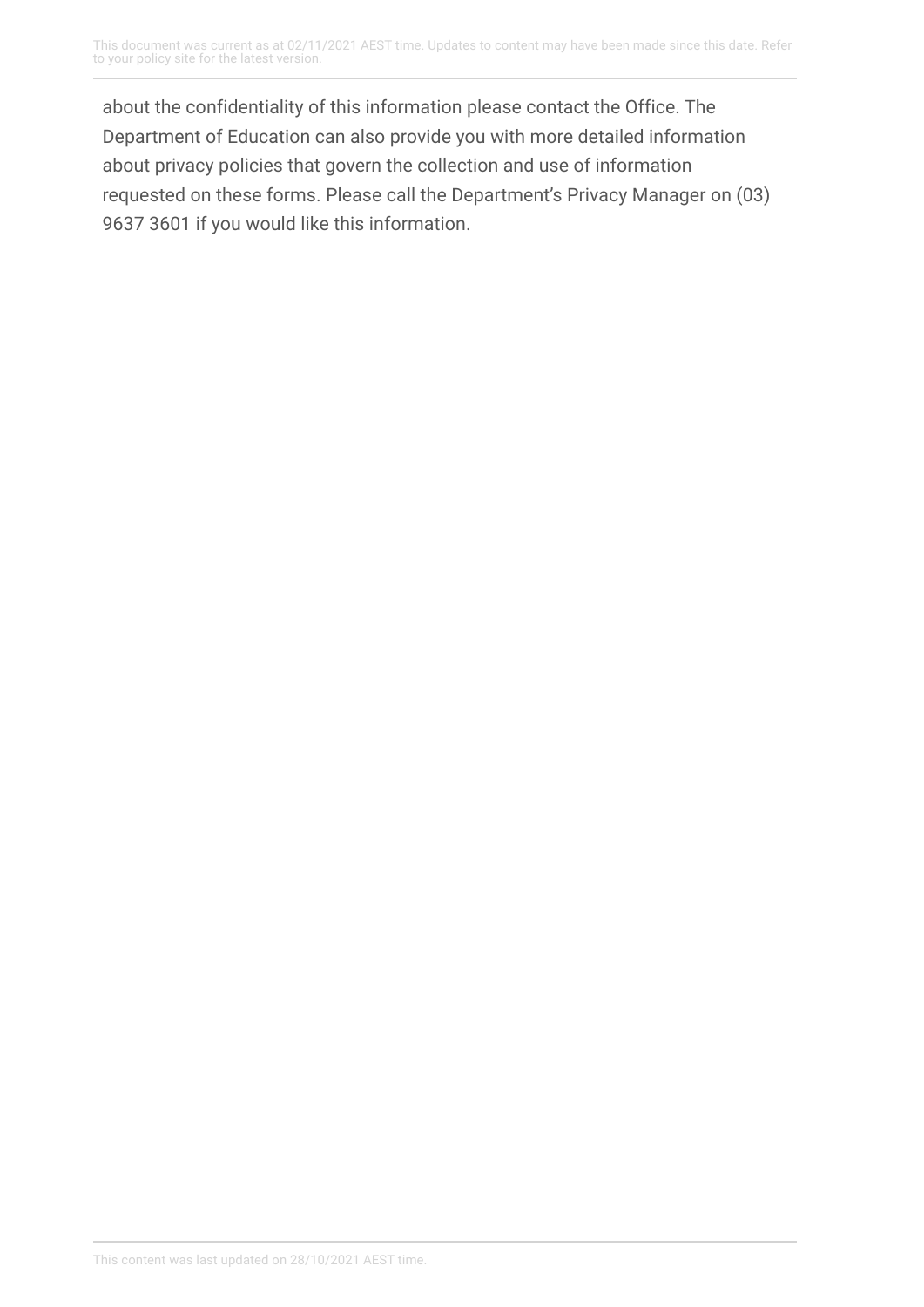about the confidentiality of this information please contact the Office. The Department of Education can also provide you with more detailed information about privacy policies that govern the collection and use of information requested on these forms. Please call the Department's Privacy Manager on (03) 9637 3601 if you would like this information.